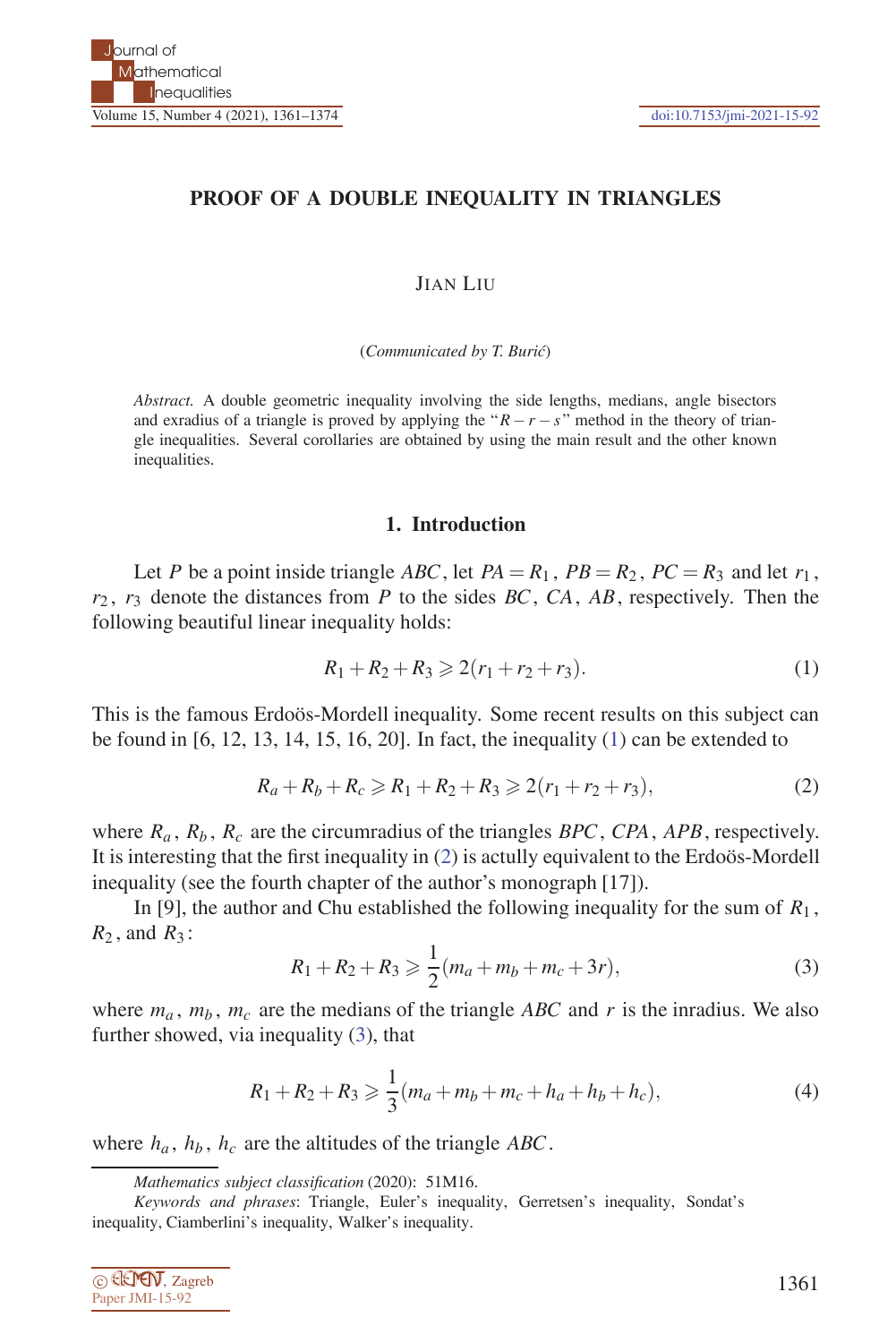# PROOF OF A DOUBLE INEQUALITY IN TRIANGLES

JIAN LIU

(*Communicated by T. Burić*)

*Abstract.* A double geometric inequality involving the side lengths, medians, angle bisectors and exradius of a triangle is proved by applying the "$R-r-s$" method in the theory of triangle inequalities. Several corollaries are obtained by using the main result and the other known inequalities.

## 1. Introduction

Let $P$ be a point inside triangle $ABC$, let $PA = R_1$, $PB = R_2$, $PC = R_3$ and let $r_1$, $r_2$, $r_3$ denote the distances from $P$ to the sides $BC$, $CA$, $AB$, respectively. Then the following beautiful linear inequality holds:

$$R_1 + R_2 + R_3 \geqslant 2(r_1 + r_2 + r_3). \tag{1}$$

This is the famous Erdoös-Mordell inequality. Some recent results on this subject can be found in [6, 12, 13, 14, 15, 16, 20]. In fact, the inequality (1) can be extended to

$$R_a + R_b + R_c \geqslant R_1 + R_2 + R_3 \geqslant 2(r_1 + r_2 + r_3), \tag{2}$$

where $R_a$, $R_b$, $R_c$ are the circumradius of the triangles $BPC$, $CPA$, $APB$, respectively. It is interesting that the first inequality in (2) is actully equivalent to the Erdoös-Mordell inequality (see the fourth chapter of the author's monograph [17]).

In [9], the author and Chu established the following inequality for the sum of $R_1$, $R_2$, and $R_3$:

$$R_1 + R_2 + R_3 \geqslant \frac{1}{2}(m_a + m_b + m_c + 3r), \tag{3}$$

where $m_a$, $m_b$, $m_c$ are the medians of the triangle $ABC$ and $r$ is the inradius. We also further showed, via inequality (3), that

$$R_1 + R_2 + R_3 \geqslant \frac{1}{3}(m_a + m_b + m_c + h_a + h_b + h_c), \tag{4}$$

where $h_a$, $h_b$, $h_c$ are the altitudes of the triangle $ABC$.

---

*Mathematics subject classification* (2020): 51M16.

*Keywords and phrases*: Triangle, Euler's inequality, Gerretsen's inequality, Sondat's inequality, Ciamberlini's inequality, Walker's inequality.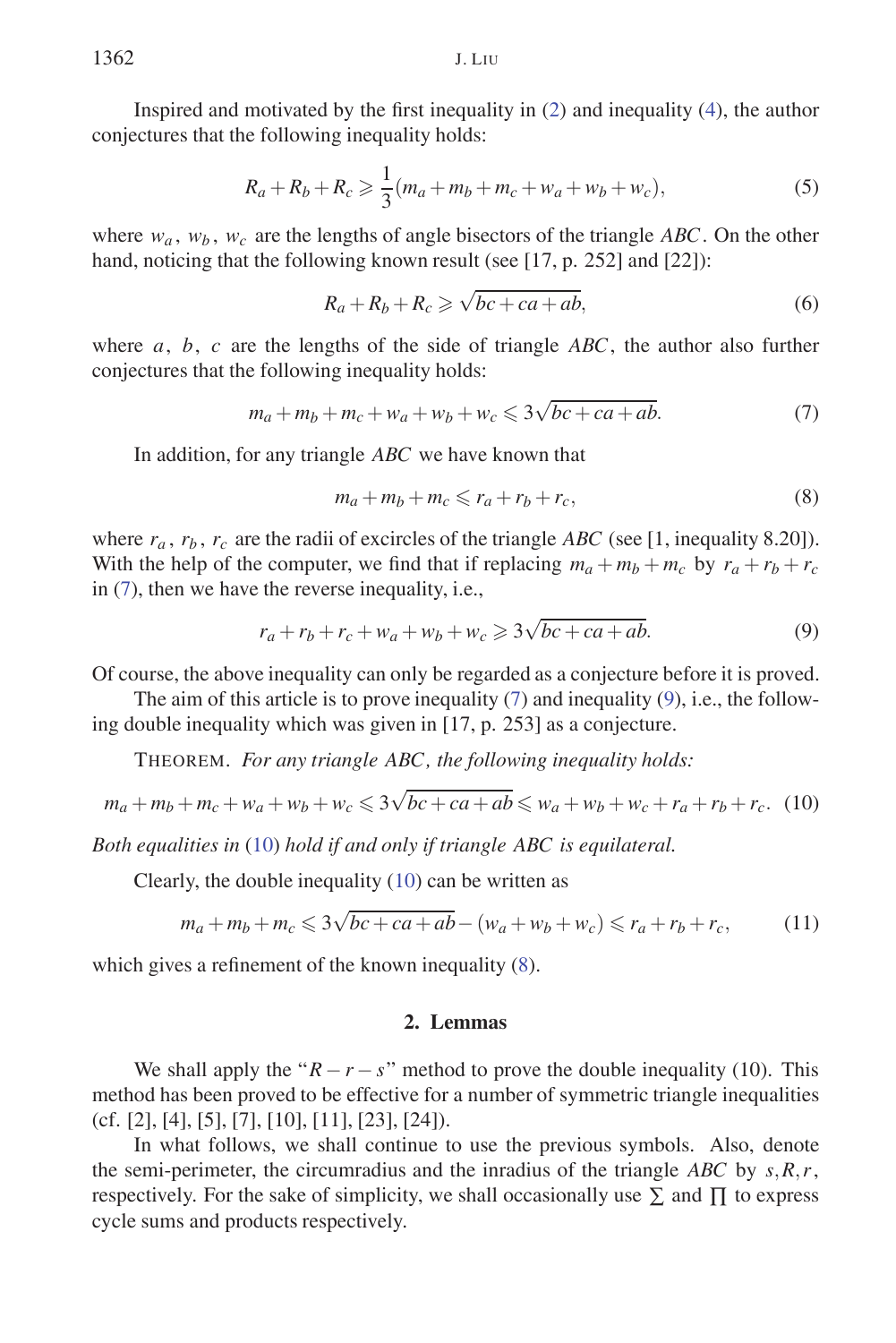Inspired and motivated by the first inequality in (2) and inequality (4), the author conjectures that the following inequality holds:

$$R_a + R_b + R_c \geqslant \frac{1}{3}(m_a + m_b + m_c + w_a + w_b + w_c), \tag{5}$$

where $w_a$, $w_b$, $w_c$ are the lengths of angle bisectors of the triangle $ABC$. On the other hand, noticing that the following known result (see [17, p. 252] and [22]):

$$R_a + R_b + R_c \geqslant \sqrt{bc + ca + ab}, \tag{6}$$

where $a$, $b$, $c$ are the lengths of the side of triangle $ABC$, the author also further conjectures that the following inequality holds:

$$m_a + m_b + m_c + w_a + w_b + w_c \leqslant 3\sqrt{bc + ca + ab}. \tag{7}$$

In addition, for any triangle $ABC$ we have known that

$$m_a + m_b + m_c \leqslant r_a + r_b + r_c, \tag{8}$$

where $r_a$, $r_b$, $r_c$ are the radii of excircles of the triangle $ABC$ (see [1, inequality 8.20]). With the help of the computer, we find that if replacing $m_a + m_b + m_c$ by $r_a + r_b + r_c$ in (7), then we have the reverse inequality, i.e.,

$$r_a + r_b + r_c + w_a + w_b + w_c \geqslant 3\sqrt{bc + ca + ab}. \tag{9}$$

Of course, the above inequality can only be regarded as a conjecture before it is proved.

The aim of this article is to prove inequality (7) and inequality (9), i.e., the following double inequality which was given in [17, p. 253] as a conjecture.

THEOREM. *For any triangle $ABC$, the following inequality holds:*

$$m_a + m_b + m_c + w_a + w_b + w_c \leqslant 3\sqrt{bc + ca + ab} \leqslant w_a + w_b + w_c + r_a + r_b + r_c. \tag{10}$$

*Both equalities in (10) hold if and only if triangle $ABC$ is equilateral.*

Clearly, the double inequality (10) can be written as

$$m_a + m_b + m_c \leqslant 3\sqrt{bc + ca + ab} - (w_a + w_b + w_c) \leqslant r_a + r_b + r_c, \tag{11}$$

which gives a refinement of the known inequality (8).

## 2. Lemmas

We shall apply the "$R - r - s$" method to prove the double inequality (10). This method has been proved to be effective for a number of symmetric triangle inequalities (cf. [2], [4], [5], [7], [10], [11], [23], [24]).

In what follows, we shall continue to use the previous symbols. Also, denote the semi-perimeter, the circumradius and the inradius of the triangle $ABC$ by $s, R, r$, respectively. For the sake of simplicity, we shall occasionally use $\sum$ and $\prod$ to express cycle sums and products respectively.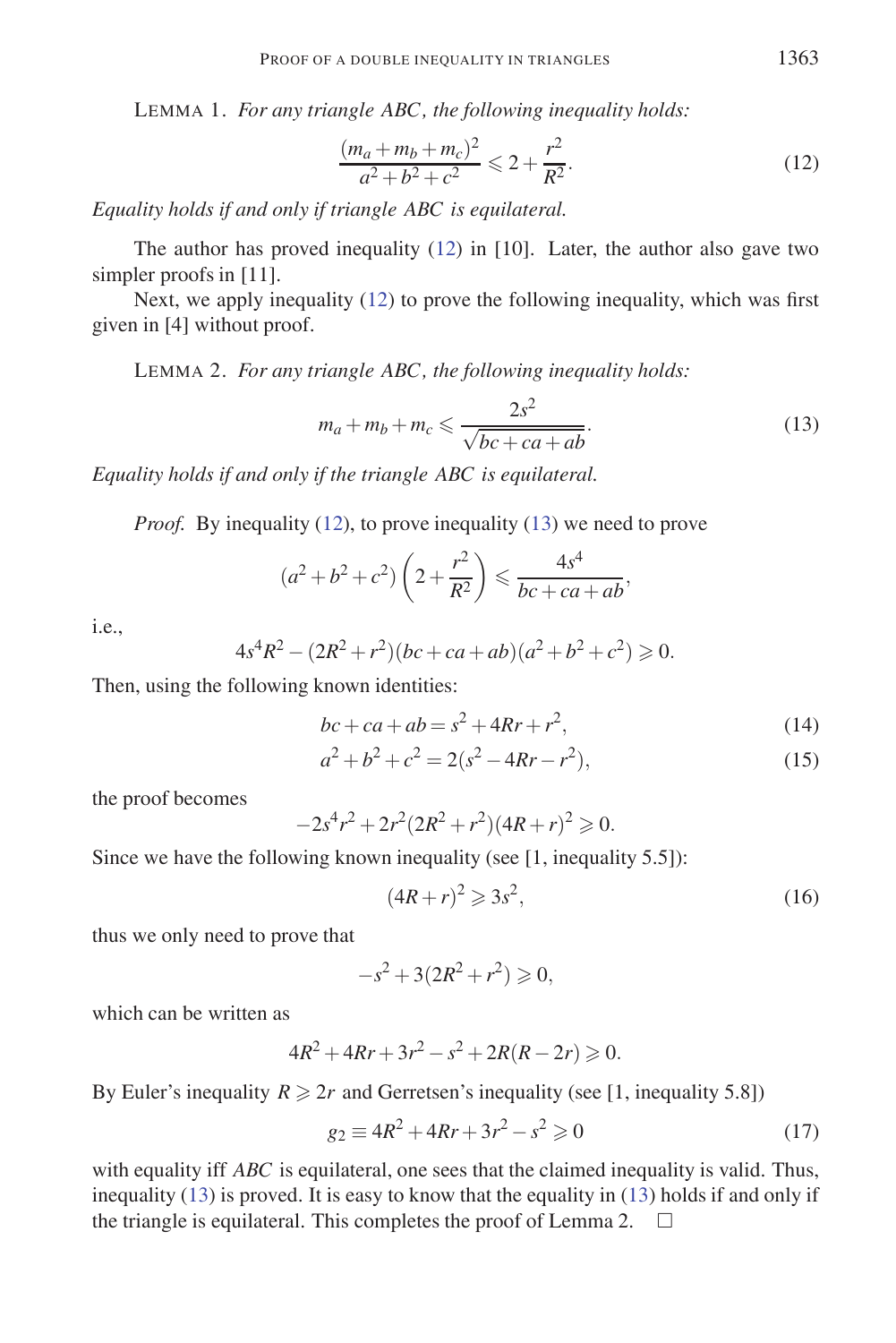LEMMA 1. *For any triangle $ABC$, the following inequality holds:*

$$\frac{(m_a+m_b+m_c)^2}{a^2+b^2+c^2} \leqslant 2+\frac{r^2}{R^2}. \tag{12}$$

*Equality holds if and only if triangle $ABC$ is equilateral.*

The author has proved inequality (12) in [10]. Later, the author also gave two simpler proofs in [11].

Next, we apply inequality (12) to prove the following inequality, which was first given in [4] without proof.

LEMMA 2. *For any triangle $ABC$, the following inequality holds:*

$$m_a+m_b+m_c \leqslant \frac{2s^2}{\sqrt{bc+ca+ab}}. \tag{13}$$

*Equality holds if and only if the triangle $ABC$ is equilateral.*

*Proof.* By inequality (12), to prove inequality (13) we need to prove

$$(a^2+b^2+c^2)\left(2+\frac{r^2}{R^2}\right) \leqslant \frac{4s^4}{bc+ca+ab},$$

i.e.,

$$4s^4R^2-(2R^2+r^2)(bc+ca+ab)(a^2+b^2+c^2) \geqslant 0.$$

Then, using the following known identities:

$$bc+ca+ab = s^2+4Rr+r^2, \tag{14}$$

$$a^2+b^2+c^2 = 2(s^2-4Rr-r^2), \tag{15}$$

the proof becomes

$$-2s^4r^2+2r^2(2R^2+r^2)(4R+r)^2 \geqslant 0.$$

Since we have the following known inequality (see [1, inequality 5.5]):

$$(4R+r)^2 \geqslant 3s^2, \tag{16}$$

thus we only need to prove that

$$-s^2+3(2R^2+r^2) \geqslant 0,$$

which can be written as

$$4R^2+4Rr+3r^2-s^2+2R(R-2r) \geqslant 0.$$

By Euler's inequality $R \geqslant 2r$ and Gerretsen's inequality (see [1, inequality 5.8])

$$g_2 \equiv 4R^2+4Rr+3r^2-s^2 \geqslant 0 \tag{17}$$

with equality iff $ABC$ is equilateral, one sees that the claimed inequality is valid. Thus, inequality (13) is proved. It is easy to know that the equality in (13) holds if and only if the triangle is equilateral. This completes the proof of Lemma 2. □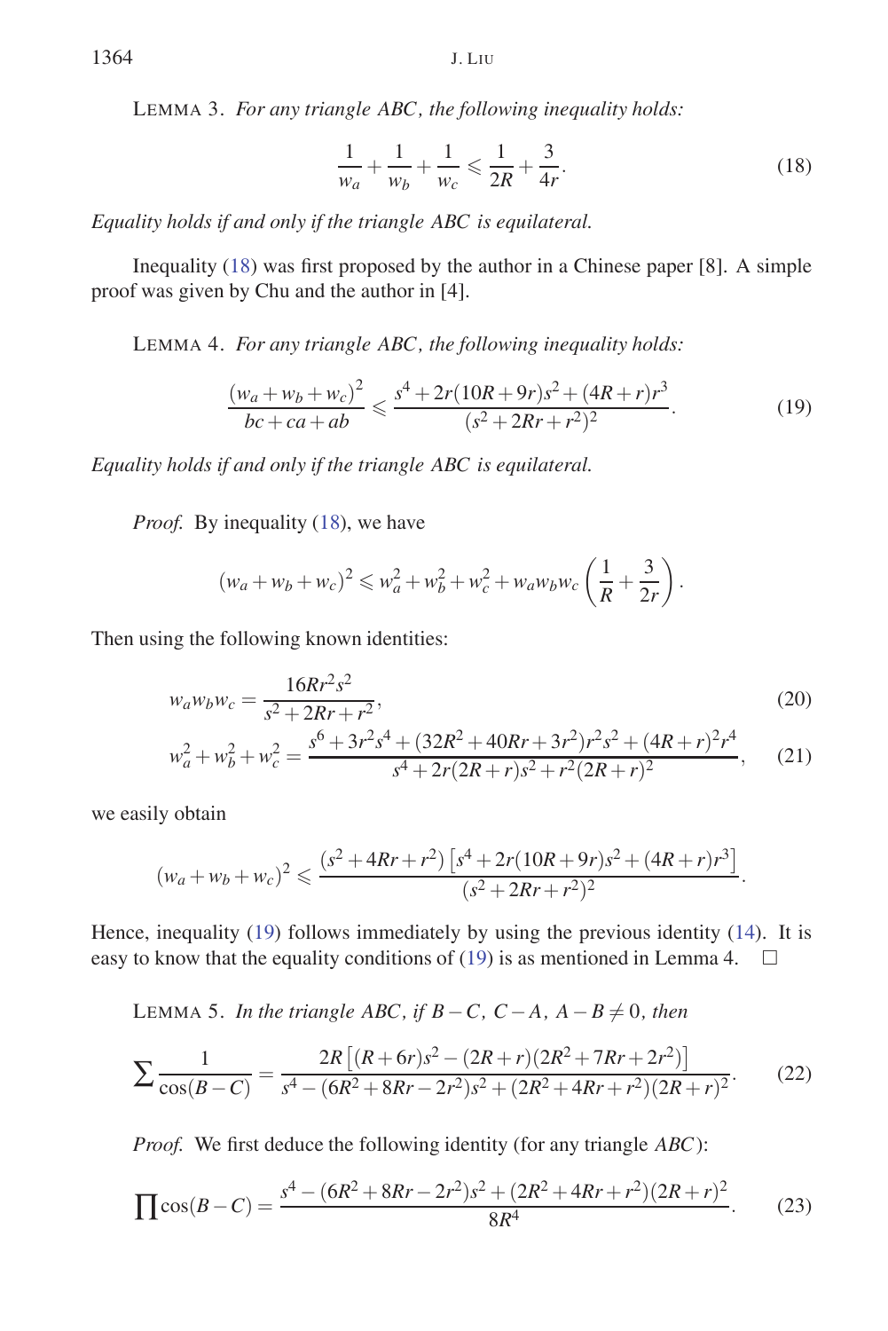LEMMA 3. *For any triangle $ABC$, the following inequality holds:*

$$\frac{1}{w_a}+\frac{1}{w_b}+\frac{1}{w_c}\leqslant\frac{1}{2R}+\frac{3}{4r}. \tag{18}$$

*Equality holds if and only if the triangle $ABC$ is equilateral.*

Inequality (18) was first proposed by the author in a Chinese paper [8]. A simple proof was given by Chu and the author in [4].

LEMMA 4. *For any triangle $ABC$, the following inequality holds:*

$$\frac{(w_a+w_b+w_c)^2}{bc+ca+ab}\leqslant\frac{s^4+2r(10R+9r)s^2+(4R+r)r^3}{(s^2+2Rr+r^2)^2}. \tag{19}$$

*Equality holds if and only if the triangle $ABC$ is equilateral.*

*Proof.* By inequality (18), we have

$$(w_a+w_b+w_c)^2\leqslant w_a^2+w_b^2+w_c^2+w_aw_bw_c\left(\frac{1}{R}+\frac{3}{2r}\right).$$

Then using the following known identities:

$$w_aw_bw_c=\frac{16Rr^2s^2}{s^2+2Rr+r^2}, \tag{20}$$

$$w_a^2+w_b^2+w_c^2=\frac{s^6+3r^2s^4+(32R^2+40Rr+3r^2)r^2s^2+(4R+r)^2r^4}{s^4+2r(2R+r)s^2+r^2(2R+r)^2}, \tag{21}$$

we easily obtain

$$(w_a+w_b+w_c)^2\leqslant\frac{(s^2+4Rr+r^2)\left[s^4+2r(10R+9r)s^2+(4R+r)r^3\right]}{(s^2+2Rr+r^2)^2}.$$

Hence, inequality (19) follows immediately by using the previous identity (14). It is easy to know that the equality conditions of (19) is as mentioned in Lemma 4. $\square$

LEMMA 5. *In the triangle $ABC$, if $B-C,\ C-A,\ A-B\neq 0$, then*

$$\sum\frac{1}{\cos(B-C)}=\frac{2R\left[(R+6r)s^2-(2R+r)(2R^2+7Rr+2r^2)\right]}{s^4-(6R^2+8Rr-2r^2)s^2+(2R^2+4Rr+r^2)(2R+r)^2}. \tag{22}$$

*Proof.* We first deduce the following identity (for any triangle $ABC$):

$$\prod\cos(B-C)=\frac{s^4-(6R^2+8Rr-2r^2)s^2+(2R^2+4Rr+r^2)(2R+r)^2}{8R^4}. \tag{23}$$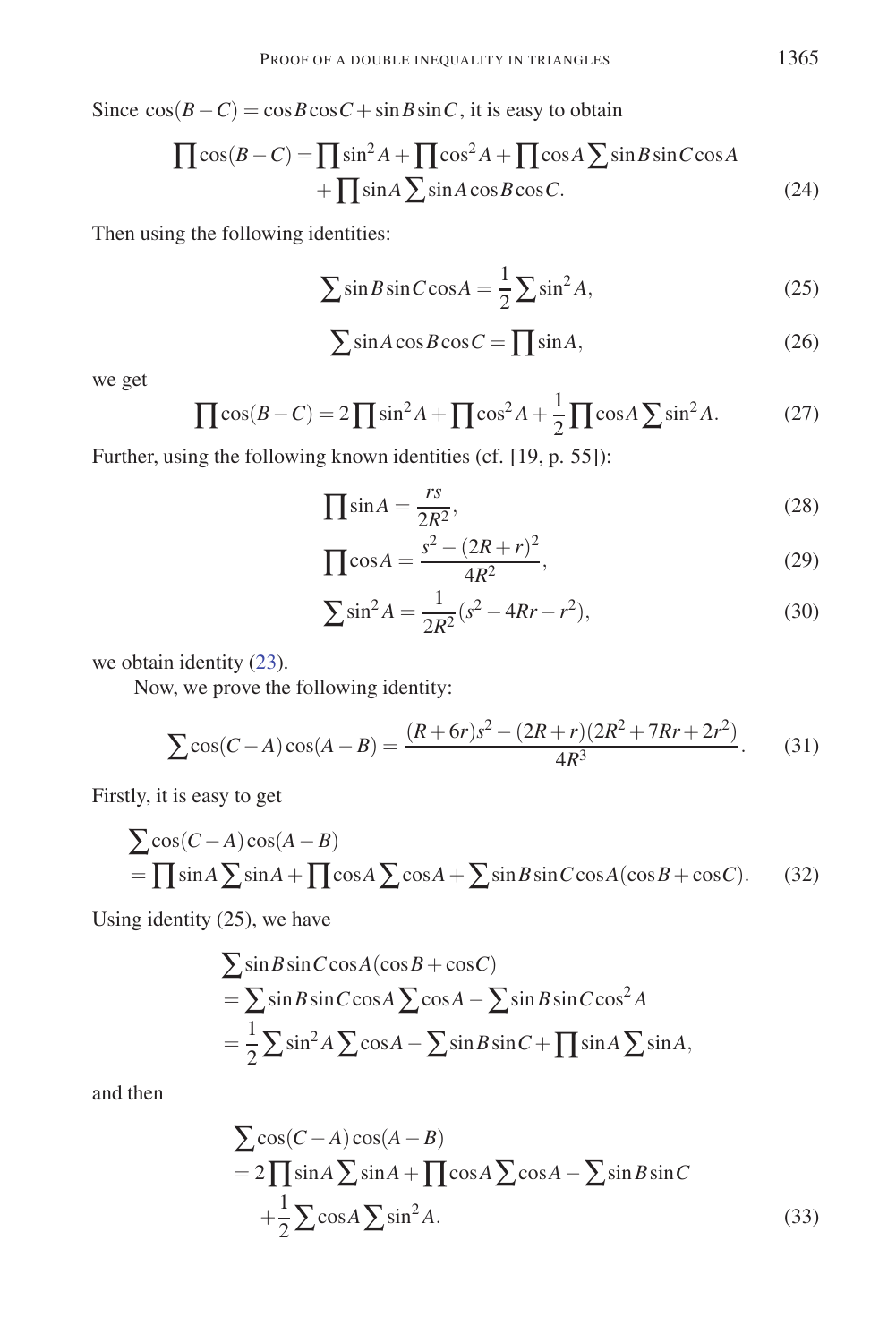Since $\cos(B-C) = \cos B \cos C + \sin B \sin C$, it is easy to obtain

$$\prod \cos(B-C) = \prod \sin^2 A + \prod \cos^2 A + \prod \cos A \sum \sin B \sin C \cos A + \prod \sin A \sum \sin A \cos B \cos C. \tag{24}$$

Then using the following identities:

$$\sum \sin B \sin C \cos A = \frac{1}{2} \sum \sin^2 A, \tag{25}$$

$$\sum \sin A \cos B \cos C = \prod \sin A, \tag{26}$$

we get

$$\prod \cos(B-C) = 2 \prod \sin^2 A + \prod \cos^2 A + \frac{1}{2} \prod \cos A \sum \sin^2 A. \tag{27}$$

Further, using the following known identities (cf. [19, p. 55]):

$$\prod \sin A = \frac{rs}{2R^2}, \tag{28}$$

$$\prod \cos A = \frac{s^2 - (2R+r)^2}{4R^2}, \tag{29}$$

$$\sum \sin^2 A = \frac{1}{2R^2}(s^2 - 4Rr - r^2), \tag{30}$$

we obtain identity (23).

Now, we prove the following identity:

$$\sum \cos(C-A)\cos(A-B) = \frac{(R+6r)s^2 - (2R+r)(2R^2 + 7Rr + 2r^2)}{4R^3}. \tag{31}$$

Firstly, it is easy to get

$$\sum \cos(C-A)\cos(A-B) = \prod \sin A \sum \sin A + \prod \cos A \sum \cos A + \sum \sin B \sin C \cos A (\cos B + \cos C). \tag{32}$$

Using identity (25), we have

$$\begin{aligned}
&\sum \sin B \sin C \cos A (\cos B + \cos C) \\
&= \sum \sin B \sin C \cos A \sum \cos A - \sum \sin B \sin C \cos^2 A \\
&= \frac{1}{2} \sum \sin^2 A \sum \cos A - \sum \sin B \sin C + \prod \sin A \sum \sin A,
\end{aligned}$$

and then

$$\begin{aligned}
&\sum \cos(C-A)\cos(A-B) \\
&= 2 \prod \sin A \sum \sin A + \prod \cos A \sum \cos A - \sum \sin B \sin C \\
&\quad + \frac{1}{2} \sum \cos A \sum \sin^2 A.
\end{aligned} \tag{33}$$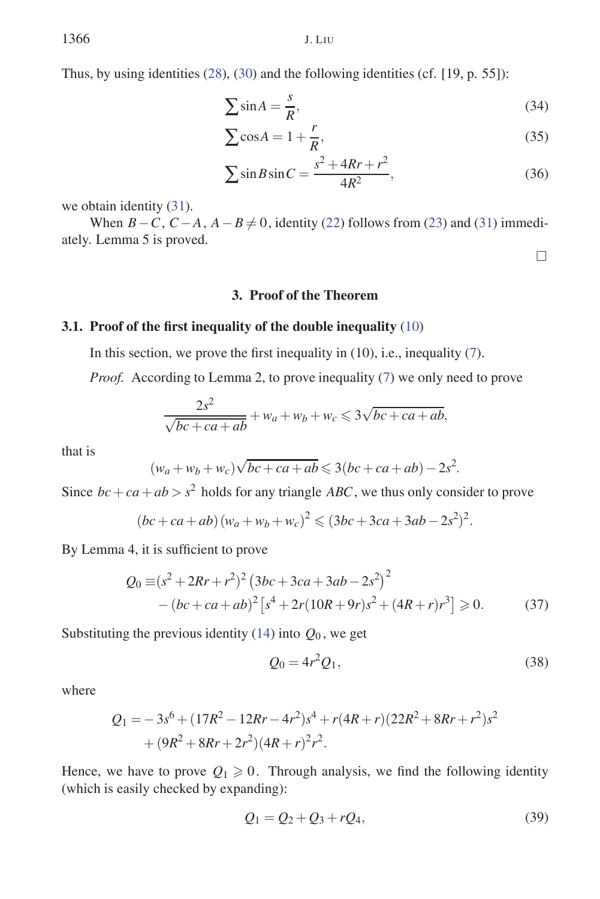Thus, by using identities (28), (30) and the following identities (cf. [19, p. 55]):

$$\sum \sin A = \frac{s}{R}, \tag{34}$$

$$\sum \cos A = 1 + \frac{r}{R}, \tag{35}$$

$$\sum \sin B \sin C = \frac{s^2 + 4Rr + r^2}{4R^2}, \tag{36}$$

we obtain identity (31).

When $B - C$, $C - A$, $A - B \neq 0$, identity (22) follows from (23) and (31) immediately. Lemma 5 is proved.

□

## 3. Proof of the Theorem

### 3.1. Proof of the first inequality of the double inequality (10)

In this section, we prove the first inequality in (10), i.e., inequality (7).

*Proof.* According to Lemma 2, to prove inequality (7) we only need to prove

$$\frac{2s^2}{\sqrt{bc + ca + ab}} + w_a + w_b + w_c \leqslant 3\sqrt{bc + ca + ab},$$

that is

$$(w_a + w_b + w_c)\sqrt{bc + ca + ab} \leqslant 3(bc + ca + ab) - 2s^2.$$

Since $bc + ca + ab > s^2$ holds for any triangle $ABC$, we thus only consider to prove

$$(bc + ca + ab)(w_a + w_b + w_c)^2 \leqslant (3bc + 3ca + 3ab - 2s^2)^2.$$

By Lemma 4, it is sufficient to prove

$$\begin{aligned} Q_0 \equiv &(s^2 + 2Rr + r^2)^2 \left(3bc + 3ca + 3ab - 2s^2\right)^2 \\ &- (bc + ca + ab)^2 \left[s^4 + 2r(10R + 9r)s^2 + (4R + r)r^3\right] \geqslant 0. \end{aligned} \tag{37}$$

Substituting the previous identity (14) into $Q_0$, we get

$$Q_0 = 4r^2 Q_1, \tag{38}$$

where

$$\begin{aligned} Q_1 = &-3s^6 + (17R^2 - 12Rr - 4r^2)s^4 + r(4R + r)(22R^2 + 8Rr + r^2)s^2 \\ &+ (9R^2 + 8Rr + 2r^2)(4R + r)^2 r^2. \end{aligned}$$

Hence, we have to prove $Q_1 \geqslant 0$. Through analysis, we find the following identity (which is easily checked by expanding):

$$Q_1 = Q_2 + Q_3 + rQ_4, \tag{39}$$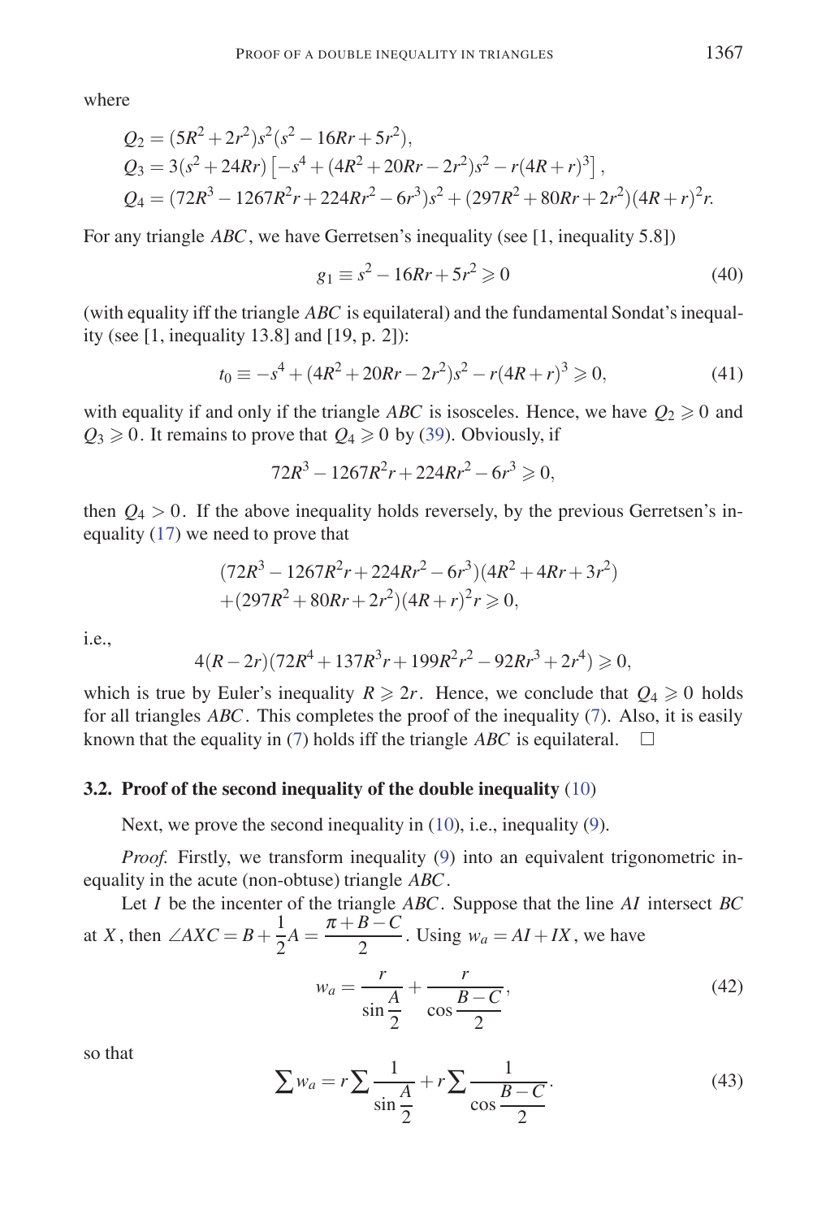where

$$
\begin{aligned}
Q_2 &= (5R^2+2r^2)s^2(s^2-16Rr+5r^2),\\
Q_3 &= 3(s^2+24Rr)\left[-s^4+(4R^2+20Rr-2r^2)s^2-r(4R+r)^3\right],\\
Q_4 &= (72R^3-1267R^2r+224Rr^2-6r^3)s^2+(297R^2+80Rr+2r^2)(4R+r)^2r.
\end{aligned}
$$

For any triangle $ABC$, we have Gerretsen's inequality (see [1, inequality 5.8])

$$
g_1 \equiv s^2-16Rr+5r^2 \geqslant 0 \tag{40}
$$

(with equality iff the triangle $ABC$ is equilateral) and the fundamental Sondat's inequality (see [1, inequality 13.8] and [19, p. 2]):

$$
t_0 \equiv -s^4+(4R^2+20Rr-2r^2)s^2-r(4R+r)^3 \geqslant 0, \tag{41}
$$

with equality if and only if the triangle $ABC$ is isosceles. Hence, we have $Q_2 \geqslant 0$ and $Q_3 \geqslant 0$. It remains to prove that $Q_4 \geqslant 0$ by (39). Obviously, if

$$
72R^3-1267R^2r+224Rr^2-6r^3 \geqslant 0,
$$

then $Q_4 > 0$. If the above inequality holds reversely, by the previous Gerretsen's inequality (17) we need to prove that

$$
\begin{aligned}
&(72R^3-1267R^2r+224Rr^2-6r^3)(4R^2+4Rr+3r^2)\\
&+(297R^2+80Rr+2r^2)(4R+r)^2r \geqslant 0,
\end{aligned}
$$

i.e.,

$$
4(R-2r)(72R^4+137R^3r+199R^2r^2-92Rr^3+2r^4) \geqslant 0,
$$

which is true by Euler's inequality $R \geqslant 2r$. Hence, we conclude that $Q_4 \geqslant 0$ holds for all triangles $ABC$. This completes the proof of the inequality (7). Also, it is easily known that the equality in (7) holds iff the triangle $ABC$ is equilateral. $\square$

### 3.2. Proof of the second inequality of the double inequality (10)

Next, we prove the second inequality in (10), i.e., inequality (9).

*Proof.* Firstly, we transform inequality (9) into an equivalent trigonometric inequality in the acute (non-obtuse) triangle $ABC$.

Let $I$ be the incenter of the triangle $ABC$. Suppose that the line $AI$ intersect $BC$ at $X$, then $\angle AXC = B + \frac{1}{2}A = \frac{\pi+B-C}{2}$. Using $w_a = AI + IX$, we have

$$
w_a = \frac{r}{\sin\frac{A}{2}} + \frac{r}{\cos\frac{B-C}{2}}, \tag{42}
$$

so that

$$
\sum w_a = r\sum\frac{1}{\sin\frac{A}{2}} + r\sum\frac{1}{\cos\frac{B-C}{2}}. \tag{43}
$$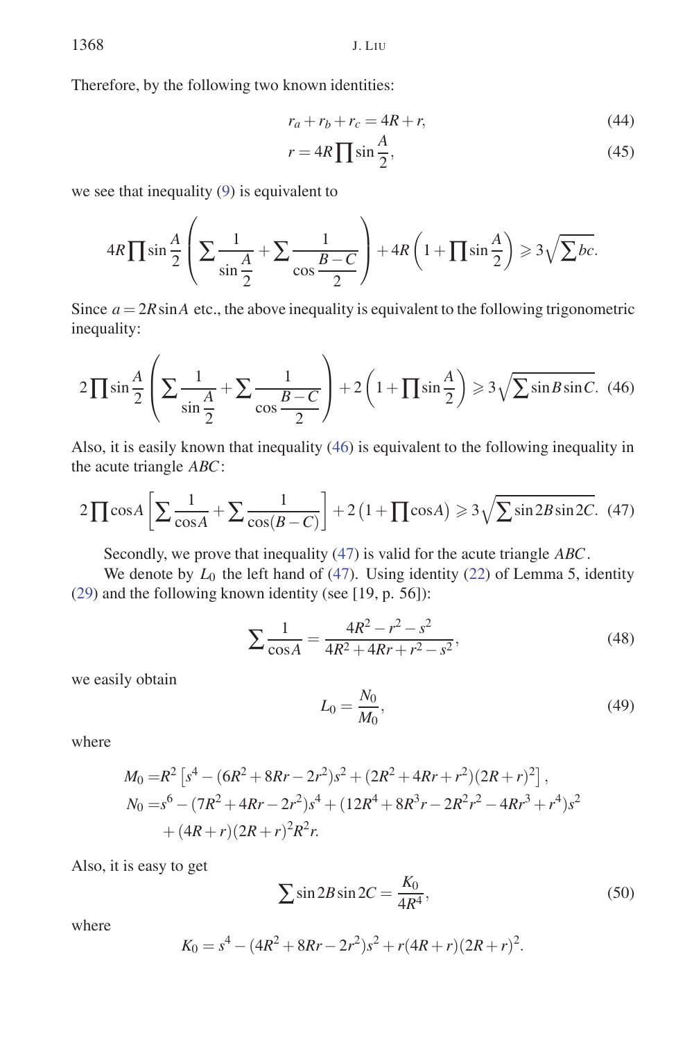Therefore, by the following two known identities:

$$r_a + r_b + r_c = 4R + r, \tag{44}$$

$$r = 4R \prod \sin \frac{A}{2}, \tag{45}$$

we see that inequality (9) is equivalent to

$$4R \prod \sin \frac{A}{2} \left( \sum \frac{1}{\sin \frac{A}{2}} + \sum \frac{1}{\cos \frac{B-C}{2}} \right) + 4R \left( 1 + \prod \sin \frac{A}{2} \right) \geqslant 3 \sqrt{\sum bc}.$$

Since $a = 2R \sin A$ etc., the above inequality is equivalent to the following trigonometric inequality:

$$2 \prod \sin \frac{A}{2} \left( \sum \frac{1}{\sin \frac{A}{2}} + \sum \frac{1}{\cos \frac{B-C}{2}} \right) + 2 \left( 1 + \prod \sin \frac{A}{2} \right) \geqslant 3 \sqrt{\sum \sin B \sin C}. \tag{46}$$

Also, it is easily known that inequality (46) is equivalent to the following inequality in the acute triangle $ABC$:

$$2 \prod \cos A \left[ \sum \frac{1}{\cos A} + \sum \frac{1}{\cos(B-C)} \right] + 2 \left( 1 + \prod \cos A \right) \geqslant 3 \sqrt{\sum \sin 2B \sin 2C}. \tag{47}$$

Secondly, we prove that inequality (47) is valid for the acute triangle $ABC$.

We denote by $L_0$ the left hand of (47). Using identity (22) of Lemma 5, identity (29) and the following known identity (see [19, p. 56]):

$$\sum \frac{1}{\cos A} = \frac{4R^2 - r^2 - s^2}{4R^2 + 4Rr + r^2 - s^2}, \tag{48}$$

we easily obtain

$$L_0 = \frac{N_0}{M_0}, \tag{49}$$

where

$$\begin{aligned} M_0 =& R^2 \left[ s^4 - (6R^2 + 8Rr - 2r^2)s^2 + (2R^2 + 4Rr + r^2)(2R + r)^2 \right], \\ N_0 =& s^6 - (7R^2 + 4Rr - 2r^2)s^4 + (12R^4 + 8R^3 r - 2R^2 r^2 - 4Rr^3 + r^4)s^2 \\ &+ (4R + r)(2R + r)^2 R^2 r. \end{aligned}$$

Also, it is easy to get

$$\sum \sin 2B \sin 2C = \frac{K_0}{4R^4}, \tag{50}$$

where

$$K_0 = s^4 - (4R^2 + 8Rr - 2r^2)s^2 + r(4R + r)(2R + r)^2.$$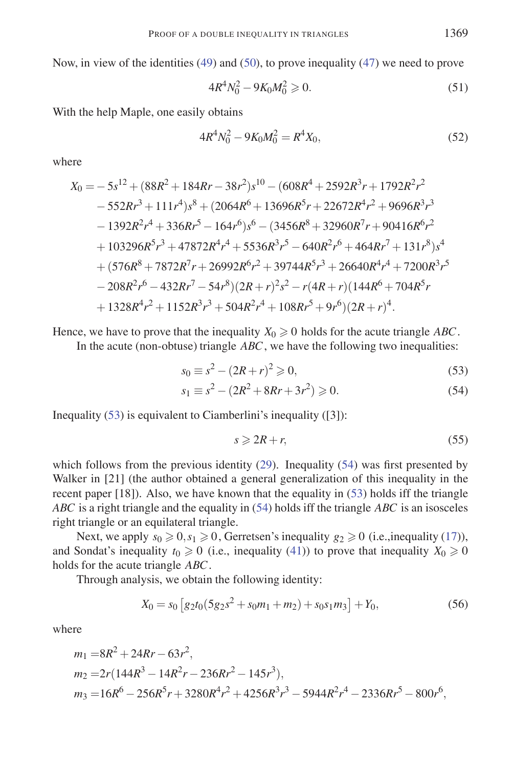Now, in view of the identities (49) and (50), to prove inequality (47) we need to prove

$$4R^4N_0^2 - 9K_0M_0^2 \geqslant 0. \tag{51}$$

With the help Maple, one easily obtains

$$4R^4N_0^2 - 9K_0M_0^2 = R^4X_0, \tag{52}$$

where

$$\begin{aligned}
X_0 =& -5s^{12} + (88R^2 + 184Rr - 38r^2)s^{10} - (608R^4 + 2592R^3r + 1792R^2r^2 \\
& - 552Rr^3 + 111r^4)s^8 + (2064R^6 + 13696R^5r + 22672R^4r^2 + 9696R^3r^3 \\
& - 1392R^2r^4 + 336Rr^5 - 164r^6)s^6 - (3456R^8 + 32960R^7r + 90416R^6r^2 \\
& + 103296R^5r^3 + 47872R^4r^4 + 5536R^3r^5 - 640R^2r^6 + 464Rr^7 + 131r^8)s^4 \\
& + (576R^8 + 7872R^7r + 26992R^6r^2 + 39744R^5r^3 + 26640R^4r^4 + 7200R^3r^5 \\
& - 208R^2r^6 - 432Rr^7 - 54r^8)(2R+r)^2s^2 - r(4R+r)(144R^6 + 704R^5r \\
& + 1328R^4r^2 + 1152R^3r^3 + 504R^2r^4 + 108Rr^5 + 9r^6)(2R+r)^4.
\end{aligned}$$

Hence, we have to prove that the inequality $X_0 \geqslant 0$ holds for the acute triangle $ABC$.

In the acute (non-obtuse) triangle $ABC$, we have the following two inequalities:

$$s_0 \equiv s^2 - (2R+r)^2 \geqslant 0, \tag{53}$$

$$s_1 \equiv s^2 - (2R^2 + 8Rr + 3r^2) \geqslant 0. \tag{54}$$

Inequality (53) is equivalent to Ciamberlini's inequality ([3]):

$$s \geqslant 2R + r, \tag{55}$$

which follows from the previous identity (29). Inequality (54) was first presented by Walker in [21] (the author obtained a general generalization of this inequality in the recent paper [18]). Also, we have known that the equality in (53) holds iff the triangle $ABC$ is a right triangle and the equality in (54) holds iff the triangle $ABC$ is an isosceles right triangle or an equilateral triangle.

Next, we apply $s_0 \geqslant 0, s_1 \geqslant 0$, Gerretsen's inequality $g_2 \geqslant 0$ (i.e.,inequality (17)), and Sondat's inequality $t_0 \geqslant 0$ (i.e., inequality (41)) to prove that inequality $X_0 \geqslant 0$ holds for the acute triangle $ABC$.

Through analysis, we obtain the following identity:

$$X_0 = s_0\left[g_2t_0(5g_2s^2 + s_0m_1 + m_2) + s_0s_1m_3\right] + Y_0, \tag{56}$$

where

$$\begin{aligned}
m_1 =& 8R^2 + 24Rr - 63r^2, \\
m_2 =& 2r(144R^3 - 14R^2r - 236Rr^2 - 145r^3), \\
m_3 =& 16R^6 - 256R^5r + 3280R^4r^2 + 4256R^3r^3 - 5944R^2r^4 - 2336Rr^5 - 800r^6,
\end{aligned}$$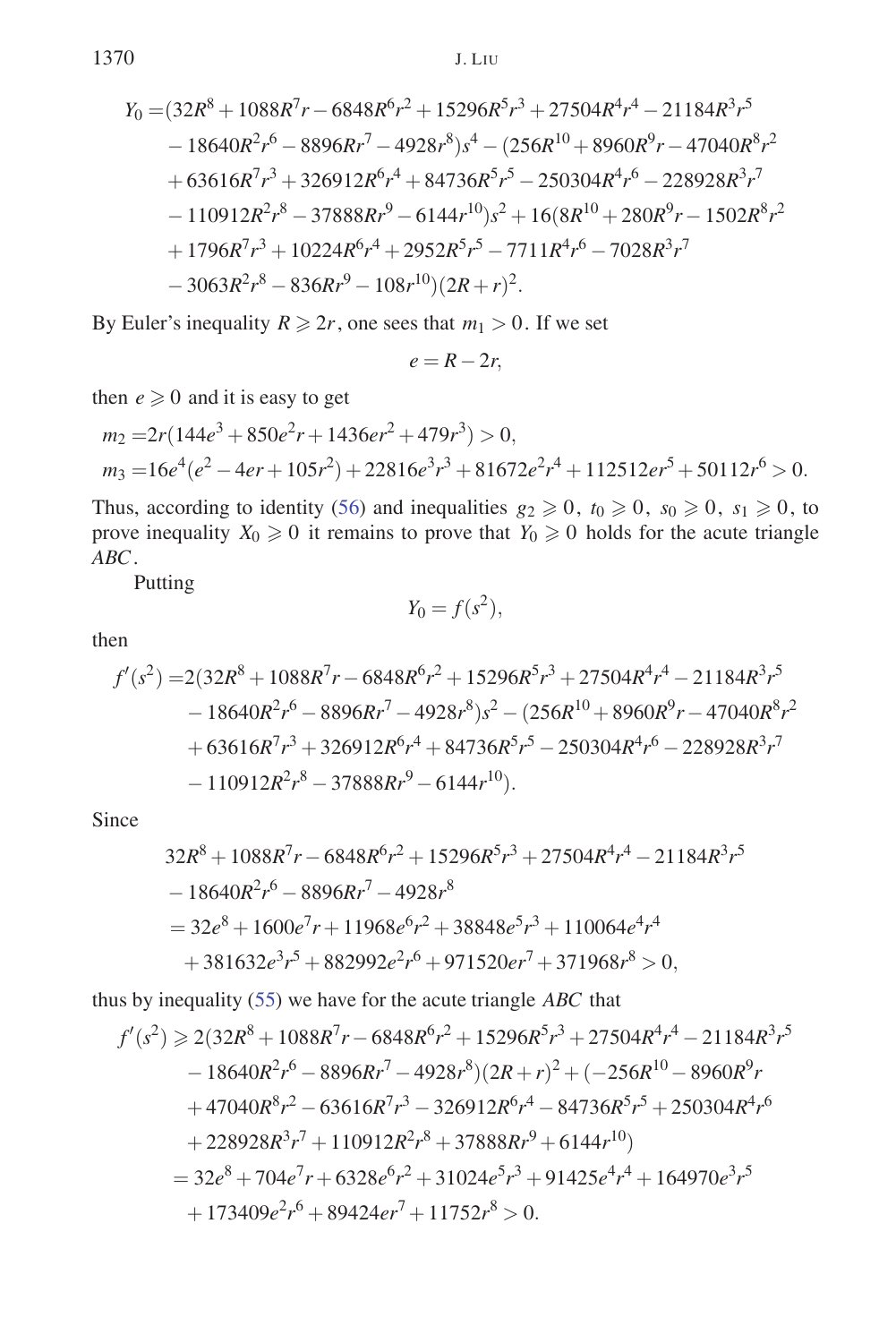$$
\begin{aligned}
Y_0 =& (32R^8+1088R^7r-6848R^6r^2+15296R^5r^3+27504R^4r^4-21184R^3r^5\\
&-18640R^2r^6-8896Rr^7-4928r^8)s^4-(256R^{10}+8960R^9r-47040R^8r^2\\
&+63616R^7r^3+326912R^6r^4+84736R^5r^5-250304R^4r^6-228928R^3r^7\\
&-110912R^2r^8-37888Rr^9-6144r^{10})s^2+16(8R^{10}+280R^9r-1502R^8r^2\\
&+1796R^7r^3+10224R^6r^4+2952R^5r^5-7711R^4r^6-7028R^3r^7\\
&-3063R^2r^8-836Rr^9-108r^{10})(2R+r)^2.
\end{aligned}
$$

By Euler's inequality $R \geqslant 2r$, one sees that $m_1 > 0$. If we set

$$
e = R - 2r,
$$

then $e \geqslant 0$ and it is easy to get

$$
\begin{aligned}
m_2 =& 2r(144e^3+850e^2r+1436er^2+479r^3) > 0,\\
m_3 =& 16e^4(e^2-4er+105r^2)+22816e^3r^3+81672e^2r^4+112512er^5+50112r^6 > 0.
\end{aligned}
$$

Thus, according to identity (56) and inequalities $g_2 \geqslant 0$, $t_0 \geqslant 0$, $s_0 \geqslant 0$, $s_1 \geqslant 0$, to prove inequality $X_0 \geqslant 0$ it remains to prove that $Y_0 \geqslant 0$ holds for the acute triangle $ABC$.

Putting

$$
Y_0 = f(s^2),
$$

then

$$
\begin{aligned}
f'(s^2) =& 2(32R^8+1088R^7r-6848R^6r^2+15296R^5r^3+27504R^4r^4-21184R^3r^5\\
&-18640R^2r^6-8896Rr^7-4928r^8)s^2-(256R^{10}+8960R^9r-47040R^8r^2\\
&+63616R^7r^3+326912R^6r^4+84736R^5r^5-250304R^4r^6-228928R^3r^7\\
&-110912R^2r^8-37888Rr^9-6144r^{10}).
\end{aligned}
$$

Since

$$
\begin{aligned}
&32R^8+1088R^7r-6848R^6r^2+15296R^5r^3+27504R^4r^4-21184R^3r^5\\
&-18640R^2r^6-8896Rr^7-4928r^8\\
&= 32e^8+1600e^7r+11968e^6r^2+38848e^5r^3+110064e^4r^4\\
&\quad +381632e^3r^5+882992e^2r^6+971520er^7+371968r^8 > 0,
\end{aligned}
$$

thus by inequality (55) we have for the acute triangle $ABC$ that

$$
\begin{aligned}
f'(s^2) \geqslant& 2(32R^8+1088R^7r-6848R^6r^2+15296R^5r^3+27504R^4r^4-21184R^3r^5\\
&-18640R^2r^6-8896Rr^7-4928r^8)(2R+r)^2+(-256R^{10}-8960R^9r\\
&+47040R^8r^2-63616R^7r^3-326912R^6r^4-84736R^5r^5+250304R^4r^6\\
&+228928R^3r^7+110912R^2r^8+37888Rr^9+6144r^{10})\\
=& 32e^8+704e^7r+6328e^6r^2+31024e^5r^3+91425e^4r^4+164970e^3r^5\\
&+173409e^2r^6+89424er^7+11752r^8 > 0.
\end{aligned}
$$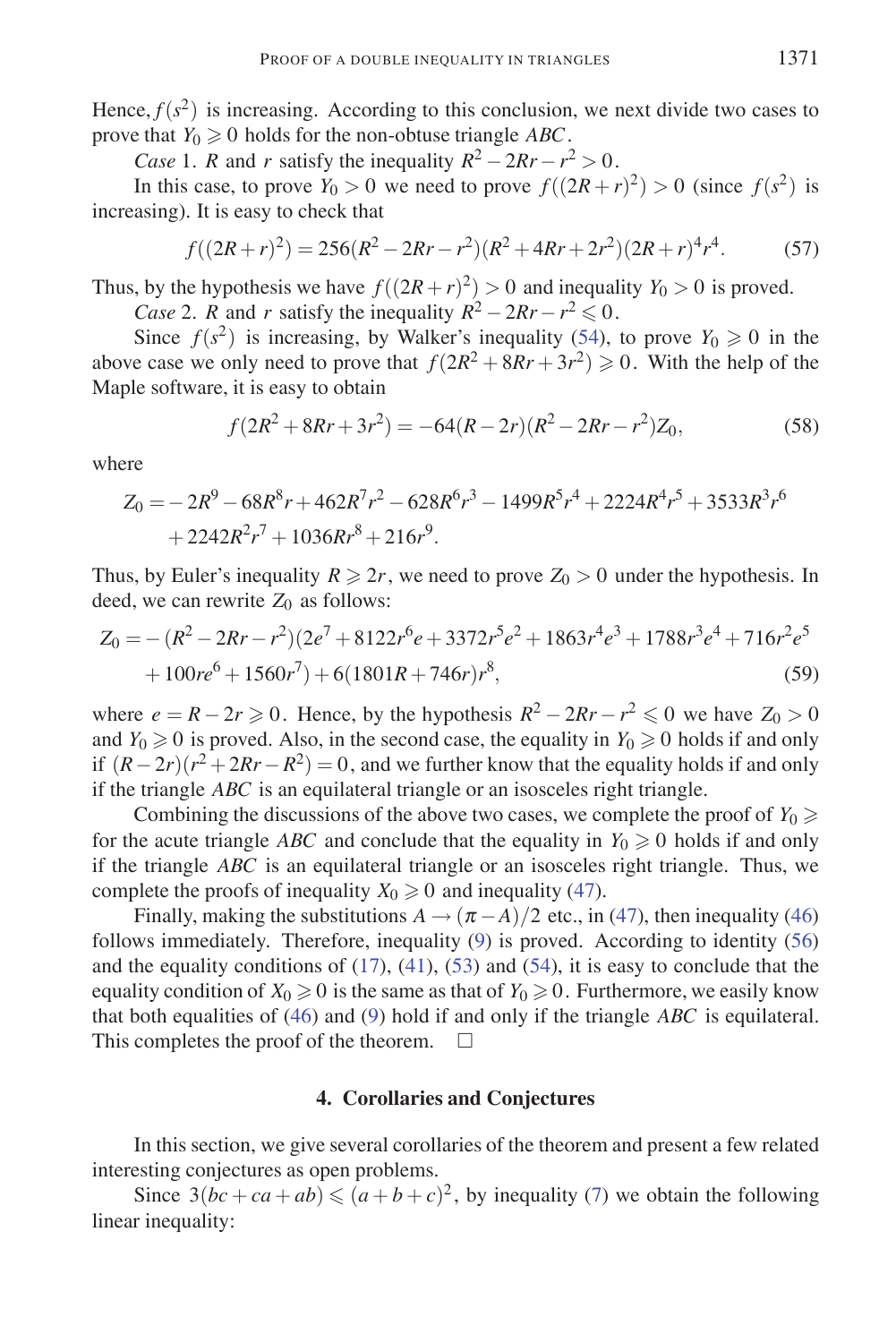Hence, $f(s^2)$ is increasing. According to this conclusion, we next divide two cases to prove that $Y_0 \geqslant 0$ holds for the non-obtuse triangle $ABC$.

*Case* 1. $R$ and $r$ satisfy the inequality $R^2 - 2Rr - r^2 > 0$.

In this case, to prove $Y_0 > 0$ we need to prove $f((2R+r)^2) > 0$ (since $f(s^2)$ is increasing). It is easy to check that

$$f((2R+r)^2) = 256(R^2 - 2Rr - r^2)(R^2 + 4Rr + 2r^2)(2R+r)^4 r^4. \tag{57}$$

Thus, by the hypothesis we have $f((2R+r)^2) > 0$ and inequality $Y_0 > 0$ is proved.

*Case* 2. $R$ and $r$ satisfy the inequality $R^2 - 2Rr - r^2 \leqslant 0$.

Since $f(s^2)$ is increasing, by Walker's inequality (54), to prove $Y_0 \geqslant 0$ in the above case we only need to prove that $f(2R^2 + 8Rr + 3r^2) \geqslant 0$. With the help of the Maple software, it is easy to obtain

$$f(2R^2 + 8Rr + 3r^2) = -64(R-2r)(R^2 - 2Rr - r^2)Z_0, \tag{58}$$

where

$$\begin{aligned} Z_0 = &-2R^9 - 68R^8 r + 462R^7 r^2 - 628R^6 r^3 - 1499R^5 r^4 + 2224R^4 r^5 + 3533R^3 r^6 \\ &+ 2242R^2 r^7 + 1036Rr^8 + 216r^9. \end{aligned}$$

Thus, by Euler's inequality $R \geqslant 2r$, we need to prove $Z_0 > 0$ under the hypothesis. In deed, we can rewrite $Z_0$ as follows:

$$\begin{aligned} Z_0 = &-(R^2 - 2Rr - r^2)(2e^7 + 8122r^6 e + 3372r^5 e^2 + 1863r^4 e^3 + 1788r^3 e^4 + 716r^2 e^5 \\ &+ 100re^6 + 1560r^7) + 6(1801R + 746r)r^8, \end{aligned} \tag{59}$$

where $e = R - 2r \geqslant 0$. Hence, by the hypothesis $R^2 - 2Rr - r^2 \leqslant 0$ we have $Z_0 > 0$ and $Y_0 \geqslant 0$ is proved. Also, in the second case, the equality in $Y_0 \geqslant 0$ holds if and only if $(R-2r)(r^2 + 2Rr - R^2) = 0$, and we further know that the equality holds if and only if the triangle $ABC$ is an equilateral triangle or an isosceles right triangle.

Combining the discussions of the above two cases, we complete the proof of $Y_0 \geqslant$ for the acute triangle $ABC$ and conclude that the equality in $Y_0 \geqslant 0$ holds if and only if the triangle $ABC$ is an equilateral triangle or an isosceles right triangle. Thus, we complete the proofs of inequality $X_0 \geqslant 0$ and inequality (47).

Finally, making the substitutions $A \to (\pi - A)/2$ etc., in (47), then inequality (46) follows immediately. Therefore, inequality (9) is proved. According to identity (56) and the equality conditions of (17), (41), (53) and (54), it is easy to conclude that the equality condition of $X_0 \geqslant 0$ is the same as that of $Y_0 \geqslant 0$. Furthermore, we easily know that both equalities of (46) and (9) hold if and only if the triangle $ABC$ is equilateral. This completes the proof of the theorem. $\square$

### 4. Corollaries and Conjectures

In this section, we give several corollaries of the theorem and present a few related interesting conjectures as open problems.

Since $3(bc + ca + ab) \leqslant (a+b+c)^2$, by inequality (7) we obtain the following linear inequality: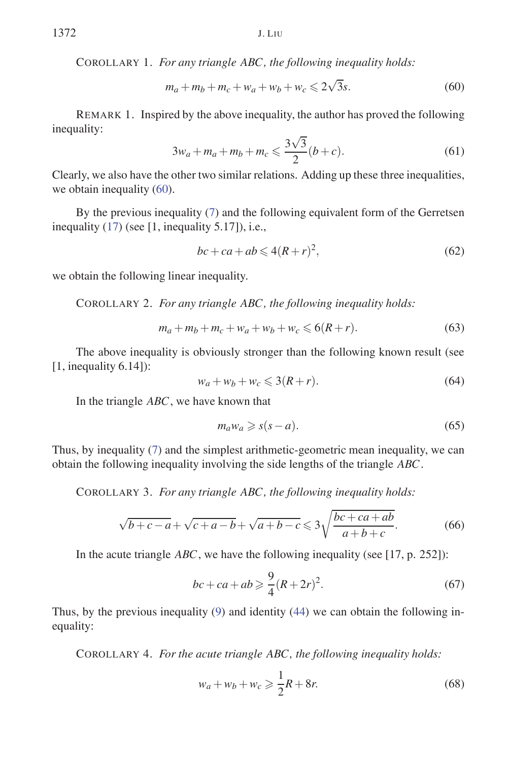COROLLARY 1. *For any triangle ABC, the following inequality holds:*

$$m_a + m_b + m_c + w_a + w_b + w_c \leqslant 2\sqrt{3}s. \tag{60}$$

REMARK 1. Inspired by the above inequality, the author has proved the following inequality:

$$3w_a + m_a + m_b + m_c \leqslant \frac{3\sqrt{3}}{2}(b+c). \tag{61}$$

Clearly, we also have the other two similar relations. Adding up these three inequalities, we obtain inequality (60).

By the previous inequality (7) and the following equivalent form of the Gerretsen inequality (17) (see [1, inequality 5.17]), i.e.,

$$bc + ca + ab \leqslant 4(R+r)^2, \tag{62}$$

we obtain the following linear inequality.

COROLLARY 2. *For any triangle ABC, the following inequality holds:*

$$m_a + m_b + m_c + w_a + w_b + w_c \leqslant 6(R+r). \tag{63}$$

The above inequality is obviously stronger than the following known result (see [1, inequality 6.14]):

$$w_a + w_b + w_c \leqslant 3(R+r). \tag{64}$$

In the triangle $ABC$, we have known that

$$m_a w_a \geqslant s(s-a). \tag{65}$$

Thus, by inequality (7) and the simplest arithmetic-geometric mean inequality, we can obtain the following inequality involving the side lengths of the triangle $ABC$.

COROLLARY 3. *For any triangle ABC, the following inequality holds:*

$$\sqrt{b+c-a} + \sqrt{c+a-b} + \sqrt{a+b-c} \leqslant 3\sqrt{\frac{bc+ca+ab}{a+b+c}}. \tag{66}$$

In the acute triangle $ABC$, we have the following inequality (see [17, p. 252]):

$$bc + ca + ab \geqslant \frac{9}{4}(R+2r)^2. \tag{67}$$

Thus, by the previous inequality (9) and identity (44) we can obtain the following inequality:

COROLLARY 4. *For the acute triangle ABC, the following inequality holds:*

$$w_a + w_b + w_c \geqslant \frac{1}{2}R + 8r. \tag{68}$$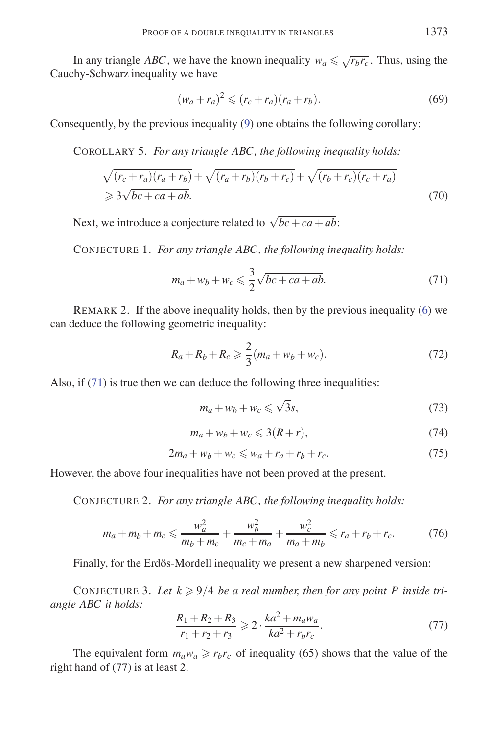In any triangle $ABC$, we have the known inequality $w_a \leqslant \sqrt{r_b r_c}$. Thus, using the Cauchy-Schwarz inequality we have

$$(w_a + r_a)^2 \leqslant (r_c + r_a)(r_a + r_b). \tag{69}$$

Consequently, by the previous inequality (9) one obtains the following corollary:

COROLLARY 5. *For any triangle $ABC$, the following inequality holds:*

$$\sqrt{(r_c + r_a)(r_a + r_b)} + \sqrt{(r_a + r_b)(r_b + r_c)} + \sqrt{(r_b + r_c)(r_c + r_a)} \\ \geqslant 3\sqrt{bc + ca + ab}. \tag{70}$$

Next, we introduce a conjecture related to $\sqrt{bc + ca + ab}$:

CONJECTURE 1. *For any triangle $ABC$, the following inequality holds:*

$$m_a + w_b + w_c \leqslant \frac{3}{2}\sqrt{bc + ca + ab}. \tag{71}$$

REMARK 2. If the above inequality holds, then by the previous inequality (6) we can deduce the following geometric inequality:

$$R_a + R_b + R_c \geqslant \frac{2}{3}(m_a + w_b + w_c). \tag{72}$$

Also, if (71) is true then we can deduce the following three inequalities:

$$m_a + w_b + w_c \leqslant \sqrt{3}s, \tag{73}$$

$$m_a + w_b + w_c \leqslant 3(R + r), \tag{74}$$

$$2m_a + w_b + w_c \leqslant w_a + r_a + r_b + r_c. \tag{75}$$

However, the above four inequalities have not been proved at the present.

CONJECTURE 2. *For any triangle $ABC$, the following inequality holds:*

$$m_a + m_b + m_c \leqslant \frac{w_a^2}{m_b + m_c} + \frac{w_b^2}{m_c + m_a} + \frac{w_c^2}{m_a + m_b} \leqslant r_a + r_b + r_c. \tag{76}$$

Finally, for the Erdös-Mordell inequality we present a new sharpened version:

CONJECTURE 3. *Let $k \geqslant 9/4$ be a real number, then for any point $P$ inside triangle $ABC$ it holds:*

$$\frac{R_1 + R_2 + R_3}{r_1 + r_2 + r_3} \geqslant 2 \cdot \frac{ka^2 + m_a w_a}{ka^2 + r_b r_c}. \tag{77}$$

The equivalent form $m_a w_a \geqslant r_b r_c$ of inequality (65) shows that the value of the right hand of (77) is at least 2.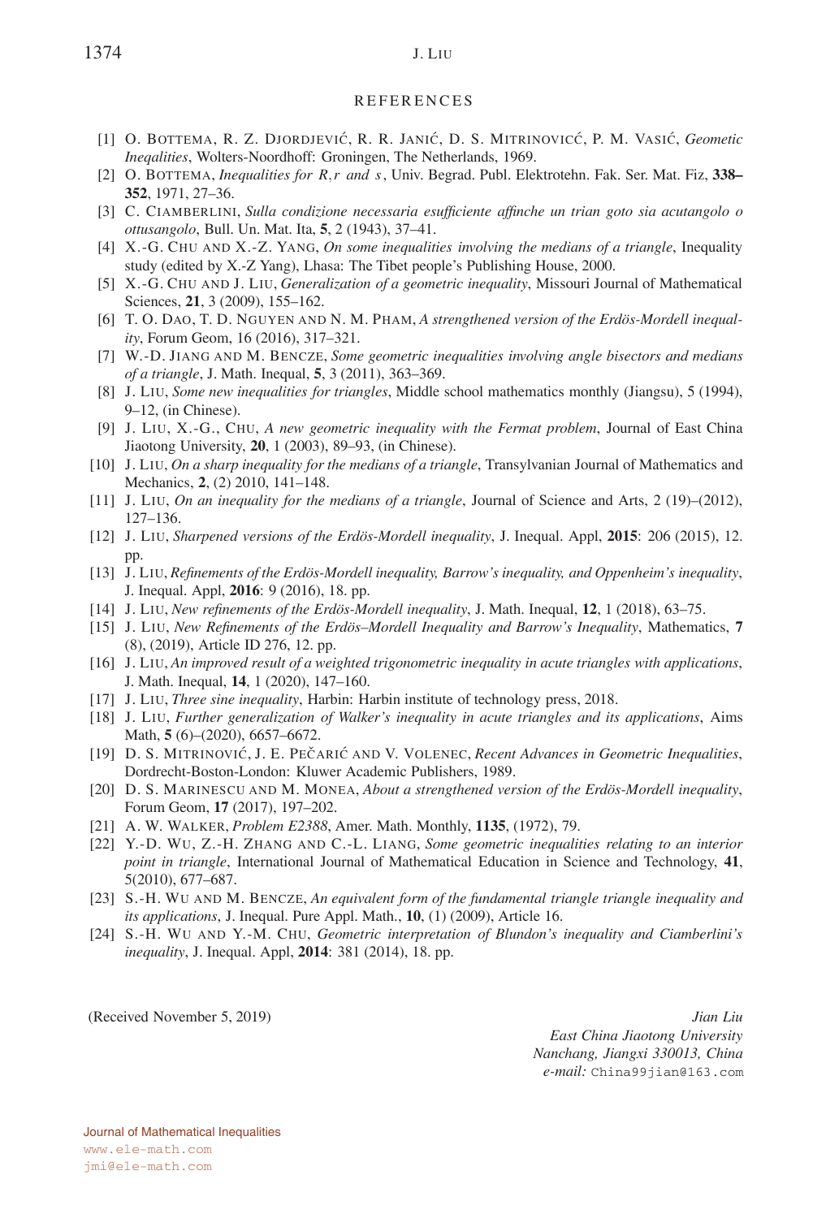## REFERENCES

[1] O. Bottema, R. Z. Djordjević, R. R. Janić, D. S. Mitrinovicć, P. M. Vasić, *Geometic Ineqalities*, Wolters-Noordhoff: Groningen, The Netherlands, 1969.

[2] O. Bottema, *Inequalities for $R, r$ and $s$*, Univ. Begrad. Publ. Elektrotehn. Fak. Ser. Mat. Fiz, **338–352**, 1971, 27–36.

[3] C. Ciamberlini, *Sulla condizione necessaria esufficiente affinche un trian goto sia acutangolo o ottusangolo*, Bull. Un. Mat. Ita, **5**, 2 (1943), 37–41.

[4] X.-G. Chu and X.-Z. Yang, *On some inequalities involving the medians of a triangle*, Inequality study (edited by X.-Z Yang), Lhasa: The Tibet people's Publishing House, 2000.

[5] X.-G. Chu and J. Liu, *Generalization of a geometric inequality*, Missouri Journal of Mathematical Sciences, **21**, 3 (2009), 155–162.

[6] T. O. Dao, T. D. Nguyen and N. M. Pham, *A strengthened version of the Erdös-Mordell inequality*, Forum Geom, 16 (2016), 317–321.

[7] W.-D. Jiang and M. Bencze, *Some geometric inequalities involving angle bisectors and medians of a triangle*, J. Math. Inequal, **5**, 3 (2011), 363–369.

[8] J. Liu, *Some new inequalities for triangles*, Middle school mathematics monthly (Jiangsu), 5 (1994), 9–12, (in Chinese).

[9] J. Liu, X.-G., Chu, *A new geometric inequality with the Fermat problem*, Journal of East China Jiaotong University, **20**, 1 (2003), 89–93, (in Chinese).

[10] J. Liu, *On a sharp inequality for the medians of a triangle*, Transylvanian Journal of Mathematics and Mechanics, **2**, (2) 2010, 141–148.

[11] J. Liu, *On an inequality for the medians of a triangle*, Journal of Science and Arts, 2 (19)–(2012), 127–136.

[12] J. Liu, *Sharpened versions of the Erdös-Mordell inequality*, J. Inequal. Appl, **2015**: 206 (2015), 12. pp.

[13] J. Liu, *Refinements of the Erdös-Mordell inequality, Barrow's inequality, and Oppenheim's inequality*, J. Inequal. Appl, **2016**: 9 (2016), 18. pp.

[14] J. Liu, *New refinements of the Erdös-Mordell inequality*, J. Math. Inequal, **12**, 1 (2018), 63–75.

[15] J. Liu, *New Refinements of the Erdös–Mordell Inequality and Barrow's Inequality*, Mathematics, **7** (8), (2019), Article ID 276, 12. pp.

[16] J. Liu, *An improved result of a weighted trigonometric inequality in acute triangles with applications*, J. Math. Inequal, **14**, 1 (2020), 147–160.

[17] J. Liu, *Three sine inequality*, Harbin: Harbin institute of technology press, 2018.

[18] J. Liu, *Further generalization of Walker's inequality in acute triangles and its applications*, Aims Math, **5** (6)–(2020), 6657–6672.

[19] D. S. Mitrinović, J. E. Pečarić and V. Volenec, *Recent Advances in Geometric Inequalities*, Dordrecht-Boston-London: Kluwer Academic Publishers, 1989.

[20] D. S. Marinescu and M. Monea, *About a strengthened version of the Erdös-Mordell inequality*, Forum Geom, **17** (2017), 197–202.

[21] A. W. Walker, *Problem E2388*, Amer. Math. Monthly, **1135**, (1972), 79.

[22] Y.-D. Wu, Z.-H. Zhang and C.-L. Liang, *Some geometric inequalities relating to an interior point in triangle*, International Journal of Mathematical Education in Science and Technology, **41**, 5(2010), 677–687.

[23] S.-H. Wu and M. Bencze, *An equivalent form of the fundamental triangle triangle inequality and its applications*, J. Inequal. Pure Appl. Math., **10**, (1) (2009), Article 16.

[24] S.-H. Wu and Y.-M. Chu, *Geometric interpretation of Blundon's inequality and Ciamberlini's inequality*, J. Inequal. Appl, **2014**: 381 (2014), 18. pp.

(Received November 5, 2019)

*Jian Liu*
*East China Jiaotong University*
*Nanchang, Jiangxi 330013, China*
*e-mail:* China99jian@163.com

Journal of Mathematical Inequalities
www.ele-math.com
jmi@ele-math.com